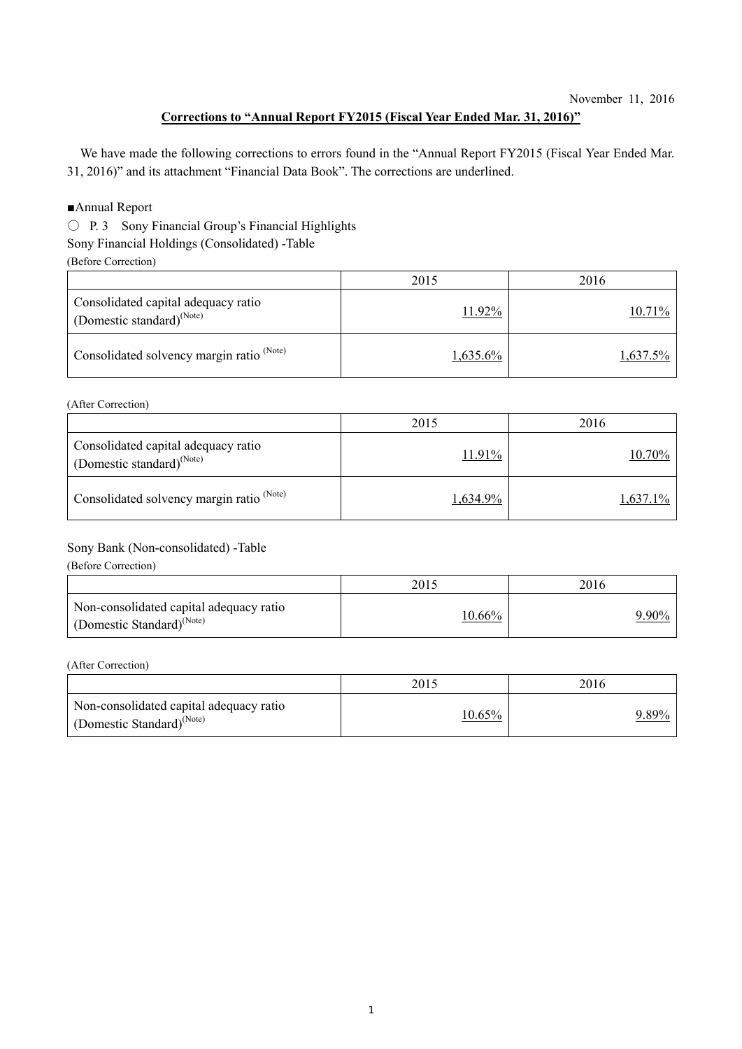November 11, 2016

**Corrections to "Annual Report FY2015 (Fiscal Year Ended Mar. 31, 2016)"**

We have made the following corrections to errors found in the "Annual Report FY2015 (Fiscal Year Ended Mar. 31, 2016)" and its attachment "Financial Data Book". The corrections are underlined.

■Annual Report

○ P. 3 Sony Financial Group's Financial Highlights

Sony Financial Holdings (Consolidated) -Table

(Before Correction)

| | 2015 | 2016 |
|---|---|---|
| Consolidated capital adequacy ratio (Domestic standard)(Note) | 11.92% | 10.71% |
| Consolidated solvency margin ratio (Note) | 1,635.6% | 1,637.5% |

(After Correction)

| | 2015 | 2016 |
|---|---|---|
| Consolidated capital adequacy ratio (Domestic standard)(Note) | 11.91% | 10.70% |
| Consolidated solvency margin ratio (Note) | 1,634.9% | 1,637.1% |

Sony Bank (Non-consolidated) -Table

(Before Correction)

| | 2015 | 2016 |
|---|---|---|
| Non-consolidated capital adequacy ratio (Domestic Standard)(Note) | 10.66% | 9.90% |

(After Correction)

| | 2015 | 2016 |
|---|---|---|
| Non-consolidated capital adequacy ratio (Domestic Standard)(Note) | 10.65% | 9.89% |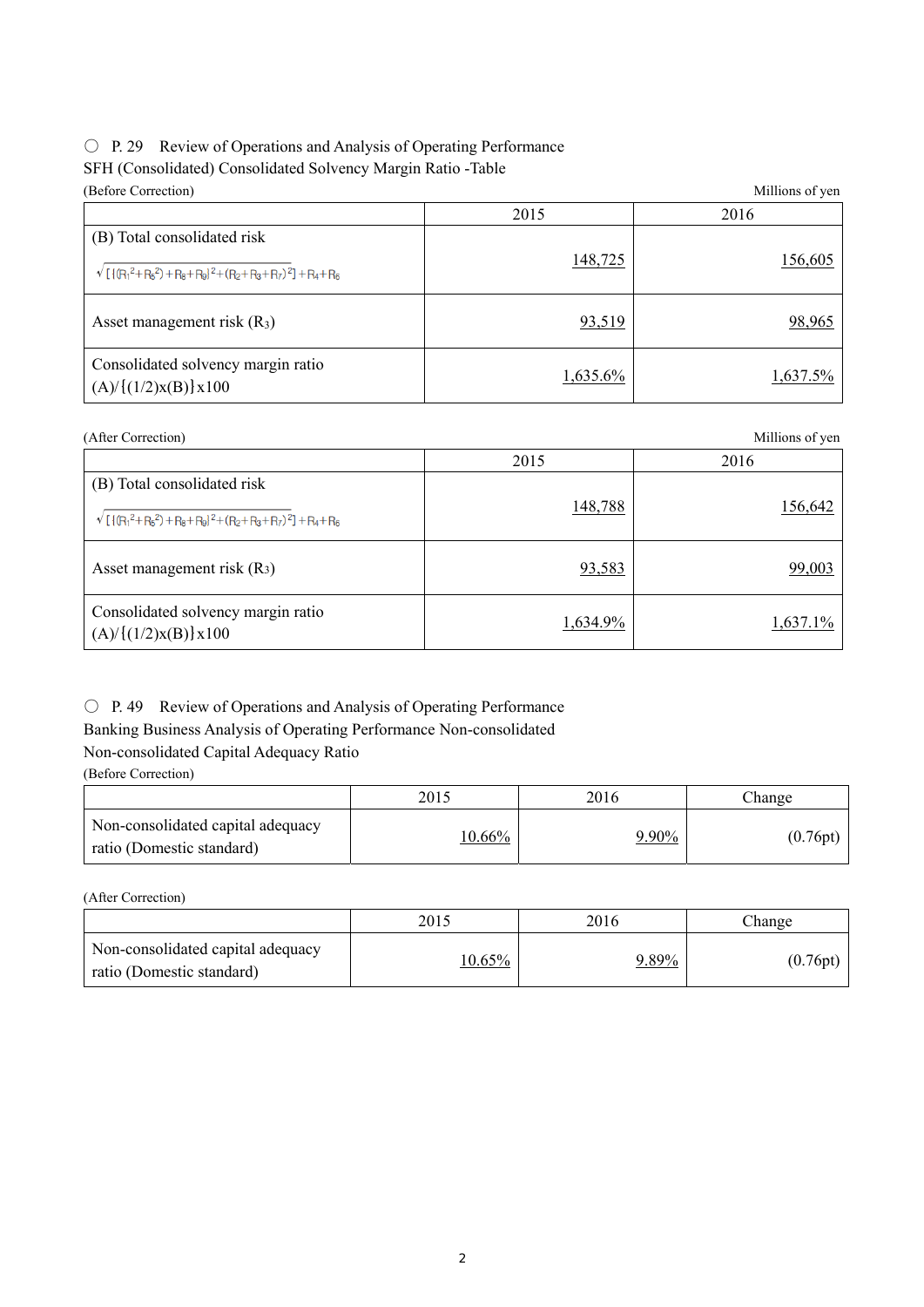○ P. 29 Review of Operations and Analysis of Operating Performance

SFH (Consolidated) Consolidated Solvency Margin Ratio -Table

(Before Correction) Millions of yen

| | 2015 | 2016 |
|---|---|---|
| (B) Total consolidated risk $\sqrt{[\{(R_1^2+R_5^2)+R_8+R_9\}^2+(R_2+R_3+R_7)^2]}+R_4+R_6$ | 148,725 | 156,605 |
| Asset management risk ($R_3$) | 93,519 | 98,965 |
| Consolidated solvency margin ratio (A)/{(1/2)x(B)}x100 | 1,635.6% | 1,637.5% |

(After Correction) Millions of yen

| | 2015 | 2016 |
|---|---|---|
| (B) Total consolidated risk $\sqrt{[\{(R_1^2+R_5^2)+R_8+R_9\}^2+(R_2+R_3+R_7)^2]}+R_4+R_6$ | 148,788 | 156,642 |
| Asset management risk ($R_3$) | 93,583 | 99,003 |
| Consolidated solvency margin ratio (A)/{(1/2)x(B)}x100 | 1,634.9% | 1,637.1% |

○ P. 49 Review of Operations and Analysis of Operating Performance

Banking Business Analysis of Operating Performance Non-consolidated

Non-consolidated Capital Adequacy Ratio

(Before Correction)

| | 2015 | 2016 | Change |
|---|---|---|---|
| Non-consolidated capital adequacy ratio (Domestic standard) | 10.66% | 9.90% | (0.76pt) |

(After Correction)

| | 2015 | 2016 | Change |
|---|---|---|---|
| Non-consolidated capital adequacy ratio (Domestic standard) | 10.65% | 9.89% | (0.76pt) |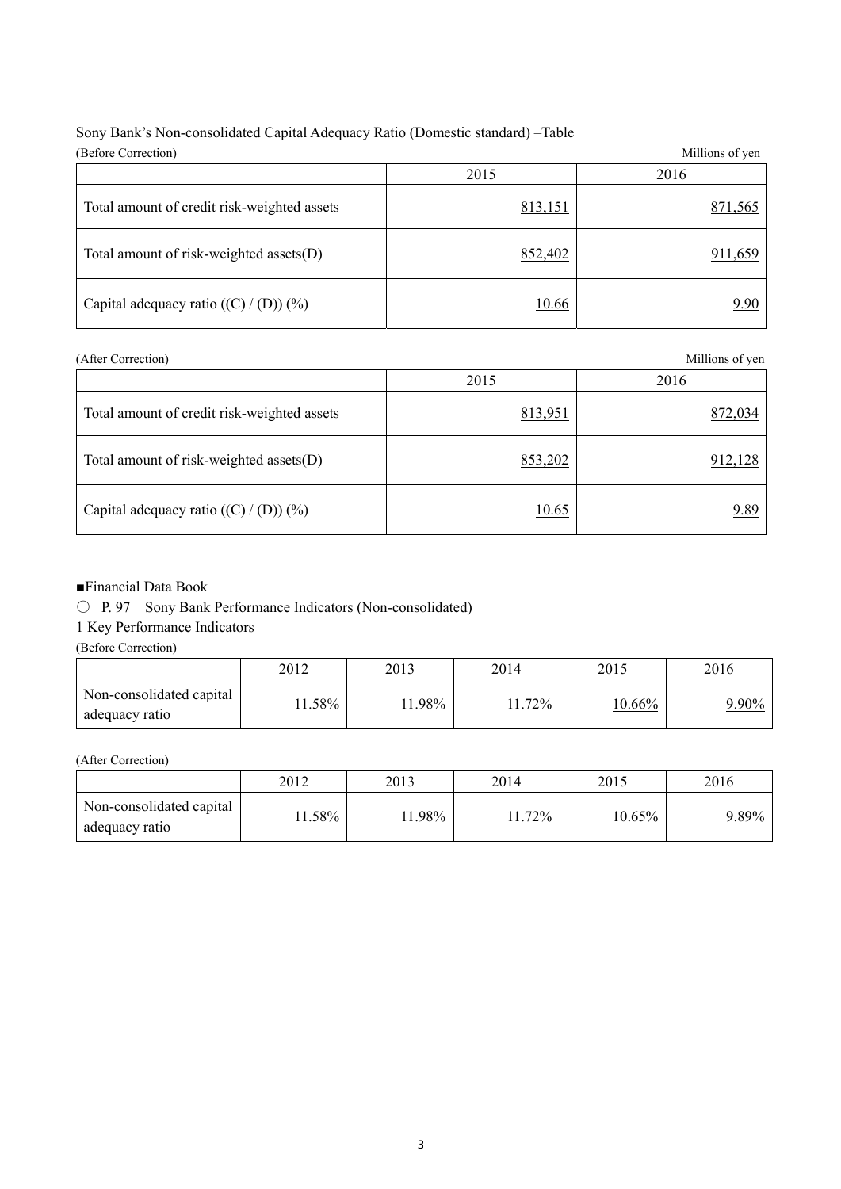Sony Bank's Non-consolidated Capital Adequacy Ratio (Domestic standard) –Table

(Before Correction) Millions of yen

| | 2015 | 2016 |
|---|---|---|
| Total amount of credit risk-weighted assets | 813,151 | 871,565 |
| Total amount of risk-weighted assets(D) | 852,402 | 911,659 |
| Capital adequacy ratio ((C) / (D)) (%) | 10.66 | 9.90 |

(After Correction) Millions of yen

| | 2015 | 2016 |
|---|---|---|
| Total amount of credit risk-weighted assets | 813,951 | 872,034 |
| Total amount of risk-weighted assets(D) | 853,202 | 912,128 |
| Capital adequacy ratio ((C) / (D)) (%) | 10.65 | 9.89 |

■Financial Data Book

○ P. 97 Sony Bank Performance Indicators (Non-consolidated)

1 Key Performance Indicators

(Before Correction)

| | 2012 | 2013 | 2014 | 2015 | 2016 |
|---|---|---|---|---|---|
| Non-consolidated capital adequacy ratio | 11.58% | 11.98% | 11.72% | 10.66% | 9.90% |

(After Correction)

| | 2012 | 2013 | 2014 | 2015 | 2016 |
|---|---|---|---|---|---|
| Non-consolidated capital adequacy ratio | 11.58% | 11.98% | 11.72% | 10.65% | 9.89% |